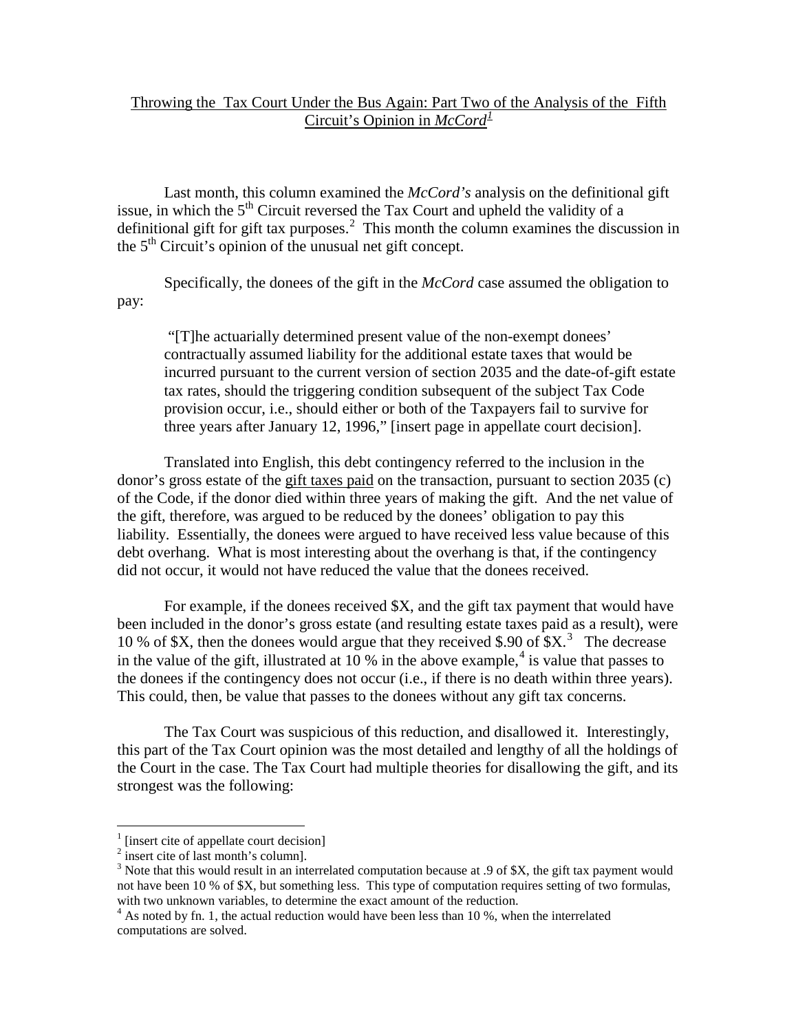Throwing the Tax Court Under the Bus Again: Part Two of the Analysis of the Fifth Circuit's Opinion in *McCord*[1]

Last month, this column examined the *McCord's* analysis on the definitional gift issue, in which the 5th Circuit reversed the Tax Court and upheld the validity of a definitional gift for gift tax purposes.[2] This month the column examines the discussion in the 5th Circuit's opinion of the unusual net gift concept.

Specifically, the donees of the gift in the *McCord* case assumed the obligation to pay:

> "[T]he actuarially determined present value of the non-exempt donees' contractually assumed liability for the additional estate taxes that would be incurred pursuant to the current version of section 2035 and the date-of-gift estate tax rates, should the triggering condition subsequent of the subject Tax Code provision occur, i.e., should either or both of the Taxpayers fail to survive for three years after January 12, 1996," [insert page in appellate court decision].

Translated into English, this debt contingency referred to the inclusion in the donor's gross estate of the gift taxes paid on the transaction, pursuant to section 2035 (c) of the Code, if the donor died within three years of making the gift. And the net value of the gift, therefore, was argued to be reduced by the donees' obligation to pay this liability. Essentially, the donees were argued to have received less value because of this debt overhang. What is most interesting about the overhang is that, if the contingency did not occur, it would not have reduced the value that the donees received.

For example, if the donees received $X, and the gift tax payment that would have been included in the donor's gross estate (and resulting estate taxes paid as a result), were 10 % of $X, then the donees would argue that they received $.90 of $X.[3] The decrease in the value of the gift, illustrated at 10 % in the above example,[4] is value that passes to the donees if the contingency does not occur (i.e., if there is no death within three years). This could, then, be value that passes to the donees without any gift tax concerns.

The Tax Court was suspicious of this reduction, and disallowed it. Interestingly, this part of the Tax Court opinion was the most detailed and lengthy of all the holdings of the Court in the case. The Tax Court had multiple theories for disallowing the gift, and its strongest was the following:

---

[1] [insert cite of appellate court decision]

[2] insert cite of last month's column].

[3] Note that this would result in an interrelated computation because at .9 of $X, the gift tax payment would not have been 10 % of $X, but something less. This type of computation requires setting of two formulas, with two unknown variables, to determine the exact amount of the reduction.

[4] As noted by fn. 1, the actual reduction would have been less than 10 %, when the interrelated computations are solved.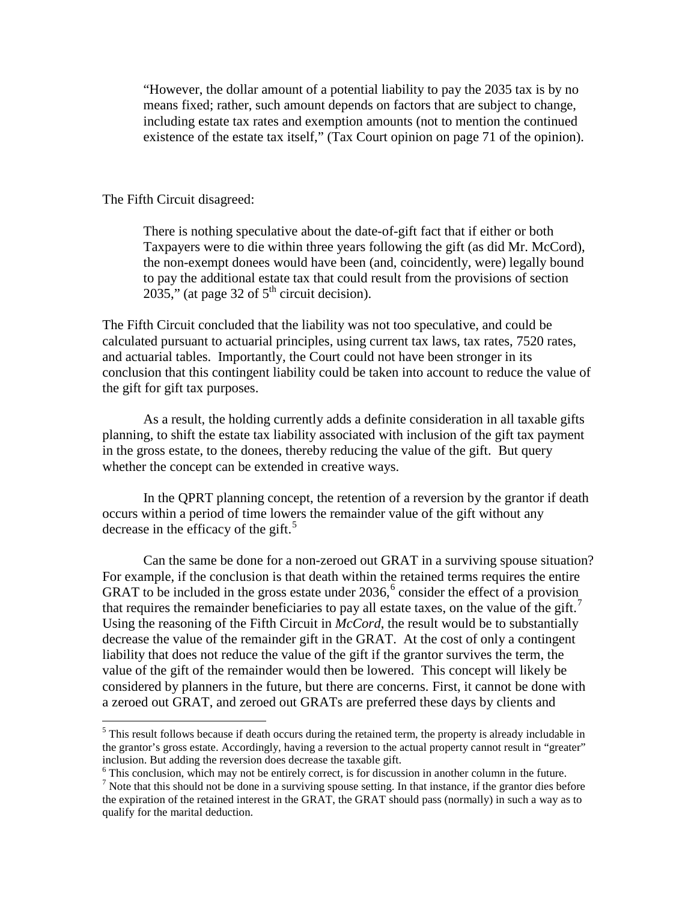> "However, the dollar amount of a potential liability to pay the 2035 tax is by no means fixed; rather, such amount depends on factors that are subject to change, including estate tax rates and exemption amounts (not to mention the continued existence of the estate tax itself," (Tax Court opinion on page 71 of the opinion).

The Fifth Circuit disagreed:

> There is nothing speculative about the date-of-gift fact that if either or both Taxpayers were to die within three years following the gift (as did Mr. McCord), the non-exempt donees would have been (and, coincidently, were) legally bound to pay the additional estate tax that could result from the provisions of section 2035," (at page 32 of 5th circuit decision).

The Fifth Circuit concluded that the liability was not too speculative, and could be calculated pursuant to actuarial principles, using current tax laws, tax rates, 7520 rates, and actuarial tables. Importantly, the Court could not have been stronger in its conclusion that this contingent liability could be taken into account to reduce the value of the gift for gift tax purposes.

As a result, the holding currently adds a definite consideration in all taxable gifts planning, to shift the estate tax liability associated with inclusion of the gift tax payment in the gross estate, to the donees, thereby reducing the value of the gift. But query whether the concept can be extended in creative ways.

In the QPRT planning concept, the retention of a reversion by the grantor if death occurs within a period of time lowers the remainder value of the gift without any decrease in the efficacy of the gift.[5]

Can the same be done for a non-zeroed out GRAT in a surviving spouse situation? For example, if the conclusion is that death within the retained terms requires the entire GRAT to be included in the gross estate under 2036,[6] consider the effect of a provision that requires the remainder beneficiaries to pay all estate taxes, on the value of the gift.[7] Using the reasoning of the Fifth Circuit in *McCord*, the result would be to substantially decrease the value of the remainder gift in the GRAT. At the cost of only a contingent liability that does not reduce the value of the gift if the grantor survives the term, the value of the gift of the remainder would then be lowered. This concept will likely be considered by planners in the future, but there are concerns. First, it cannot be done with a zeroed out GRAT, and zeroed out GRATs are preferred these days by clients and

---

[5] This result follows because if death occurs during the retained term, the property is already includable in the grantor's gross estate. Accordingly, having a reversion to the actual property cannot result in "greater" inclusion. But adding the reversion does decrease the taxable gift.

[6] This conclusion, which may not be entirely correct, is for discussion in another column in the future.

[7] Note that this should not be done in a surviving spouse setting. In that instance, if the grantor dies before the expiration of the retained interest in the GRAT, the GRAT should pass (normally) in such a way as to qualify for the marital deduction.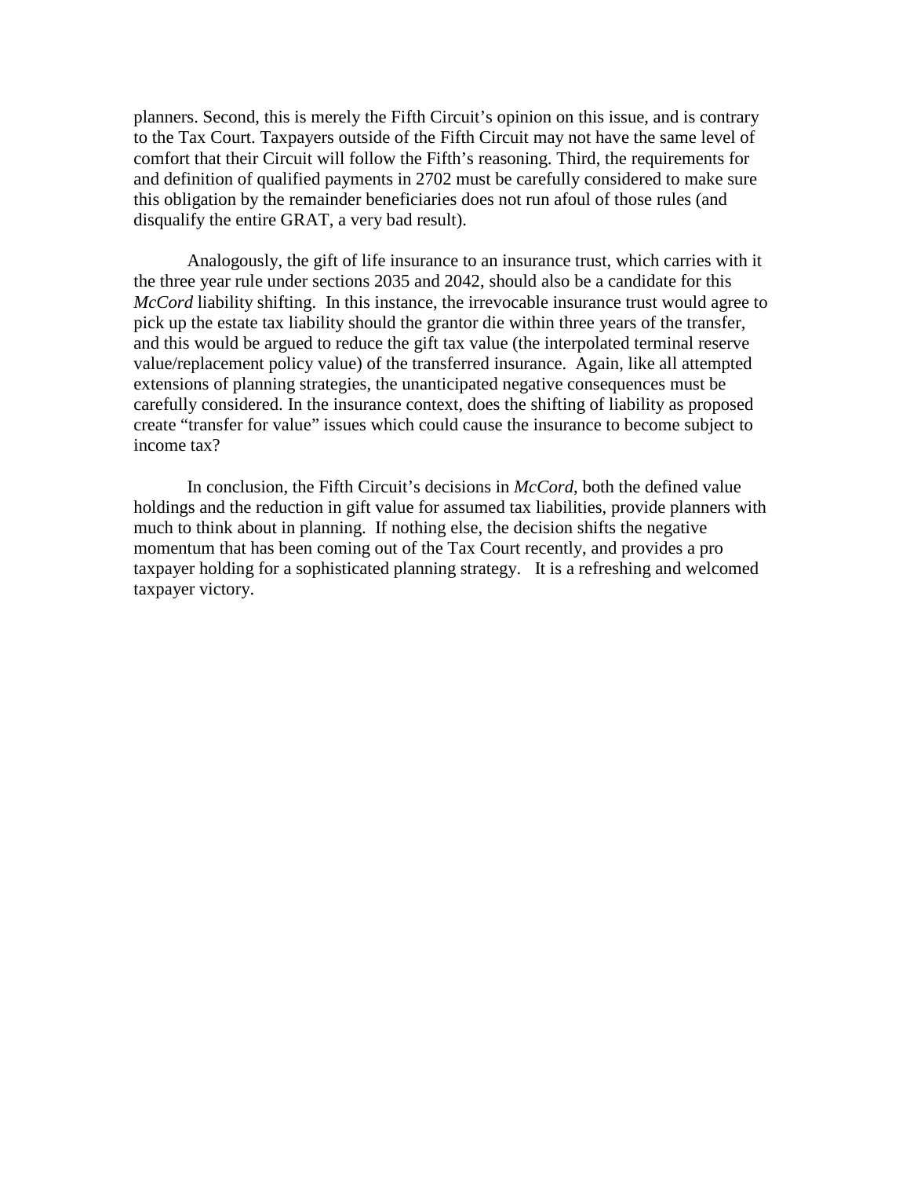planners. Second, this is merely the Fifth Circuit's opinion on this issue, and is contrary to the Tax Court. Taxpayers outside of the Fifth Circuit may not have the same level of comfort that their Circuit will follow the Fifth's reasoning. Third, the requirements for and definition of qualified payments in 2702 must be carefully considered to make sure this obligation by the remainder beneficiaries does not run afoul of those rules (and disqualify the entire GRAT, a very bad result).

Analogously, the gift of life insurance to an insurance trust, which carries with it the three year rule under sections 2035 and 2042, should also be a candidate for this *McCord* liability shifting. In this instance, the irrevocable insurance trust would agree to pick up the estate tax liability should the grantor die within three years of the transfer, and this would be argued to reduce the gift tax value (the interpolated terminal reserve value/replacement policy value) of the transferred insurance. Again, like all attempted extensions of planning strategies, the unanticipated negative consequences must be carefully considered. In the insurance context, does the shifting of liability as proposed create "transfer for value" issues which could cause the insurance to become subject to income tax?

In conclusion, the Fifth Circuit's decisions in *McCord*, both the defined value holdings and the reduction in gift value for assumed tax liabilities, provide planners with much to think about in planning. If nothing else, the decision shifts the negative momentum that has been coming out of the Tax Court recently, and provides a pro taxpayer holding for a sophisticated planning strategy. It is a refreshing and welcomed taxpayer victory.